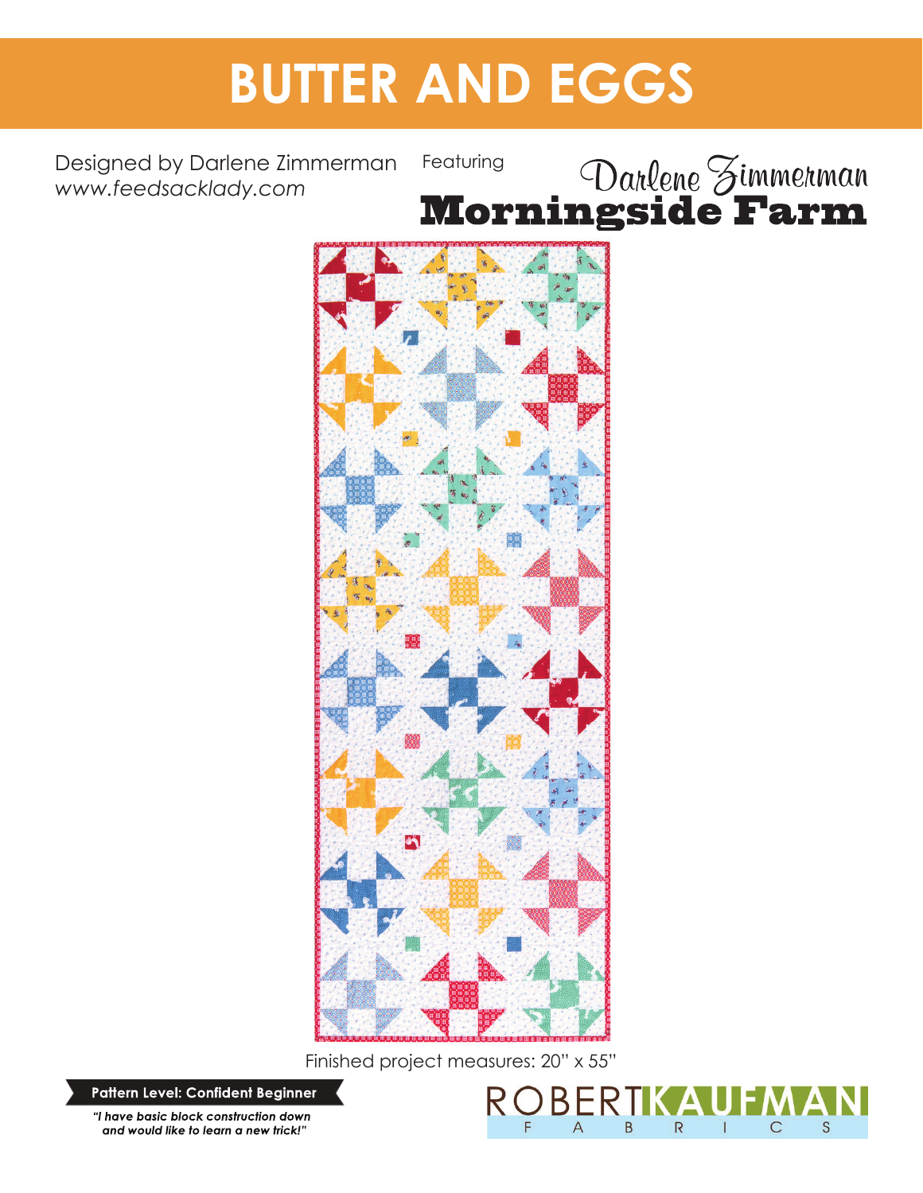# BUTTER AND EGGS

Designed by Darlene Zimmerman
*www.feedsacklady.com*

Featuring

Darlene Zimmerman
**Morningside Farm**

Finished project measures: 20" x 55"

**Pattern Level: Confident Beginner**

***"I have basic block construction down and would like to learn a new trick!"***

ROBERT KAUFMAN
F A B R I C S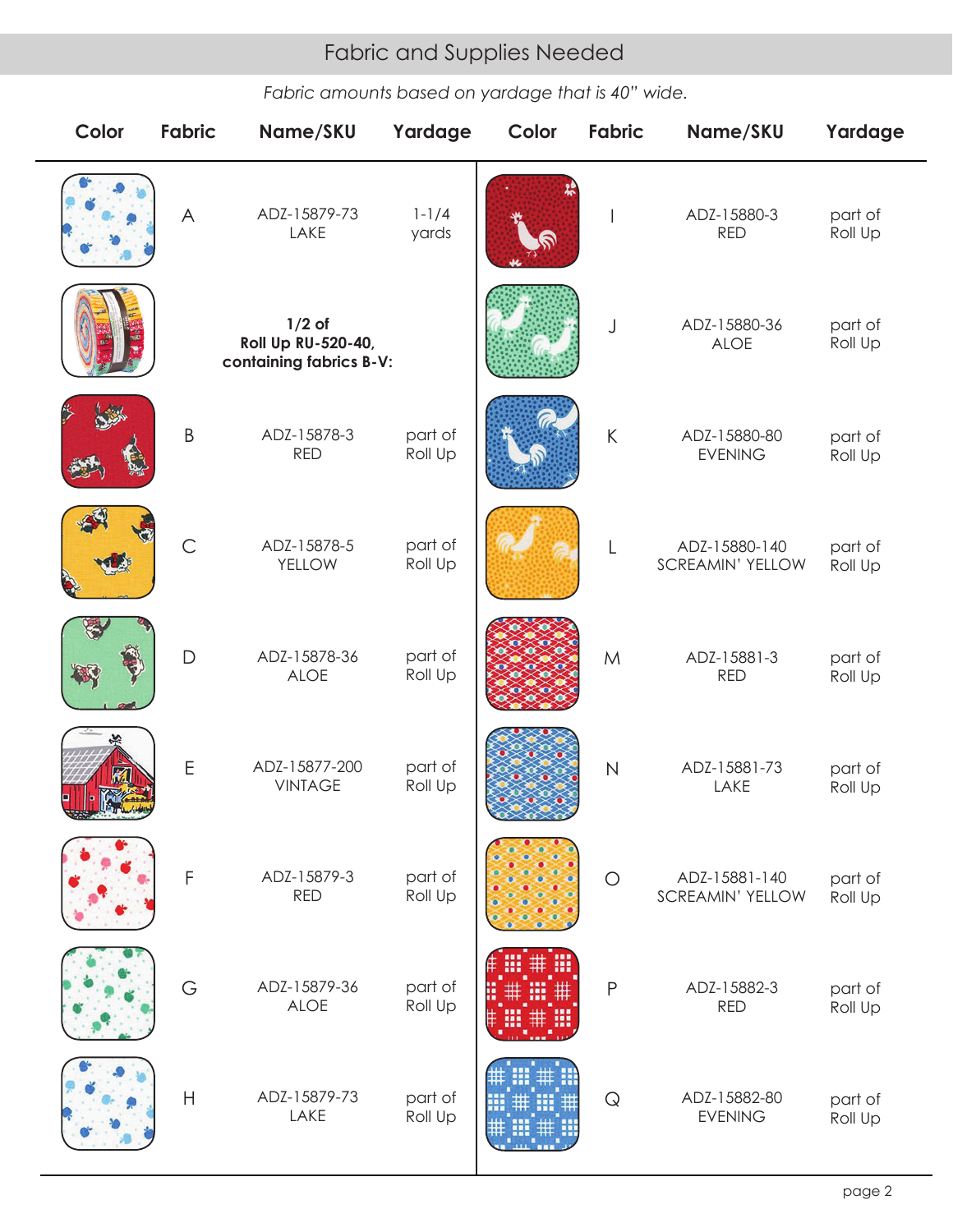## Fabric and Supplies Needed

*Fabric amounts based on yardage that is 40" wide.*

| Color | Fabric | Name/SKU | Yardage | Color | Fabric | Name/SKU | Yardage |
|---|---|---|---|---|---|---|---|
| | A | ADZ-15879-73 LAKE | 1-1/4 yards | | I | ADZ-15880-3 RED | part of Roll Up |
| | | **1/2 of Roll Up RU-520-40, containing fabrics B-V:** | | | J | ADZ-15880-36 ALOE | part of Roll Up |
| | B | ADZ-15878-3 RED | part of Roll Up | | K | ADZ-15880-80 EVENING | part of Roll Up |
| | C | ADZ-15878-5 YELLOW | part of Roll Up | | L | ADZ-15880-140 SCREAMIN' YELLOW | part of Roll Up |
| | D | ADZ-15878-36 ALOE | part of Roll Up | | M | ADZ-15881-3 RED | part of Roll Up |
| | E | ADZ-15877-200 VINTAGE | part of Roll Up | | N | ADZ-15881-73 LAKE | part of Roll Up |
| | F | ADZ-15879-3 RED | part of Roll Up | | O | ADZ-15881-140 SCREAMIN' YELLOW | part of Roll Up |
| | G | ADZ-15879-36 ALOE | part of Roll Up | | P | ADZ-15882-3 RED | part of Roll Up |
| | H | ADZ-15879-73 LAKE | part of Roll Up | | Q | ADZ-15882-80 EVENING | part of Roll Up |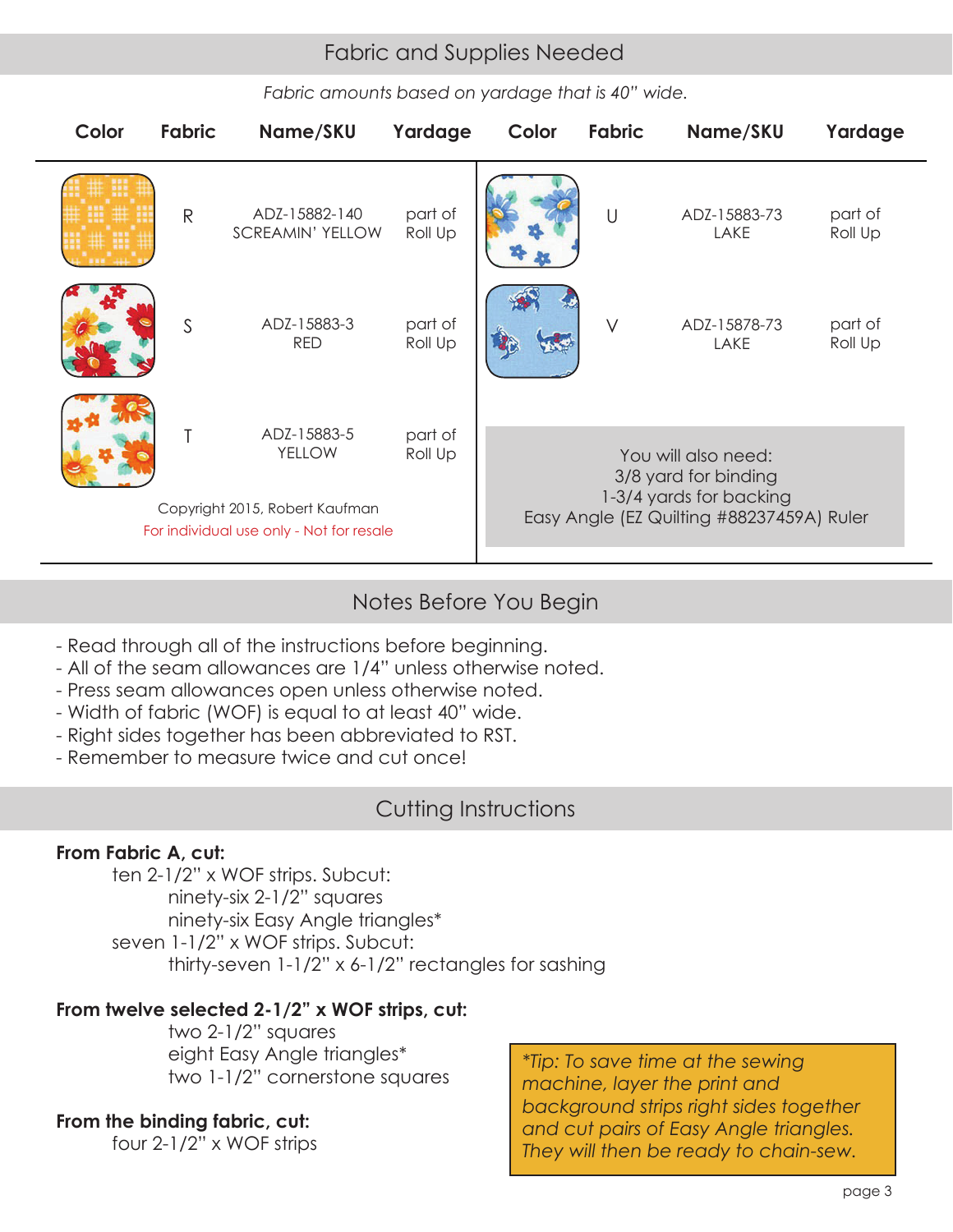## Fabric and Supplies Needed

*Fabric amounts based on yardage that is 40" wide.*

| Color | Fabric | Name/SKU | Yardage | Color | Fabric | Name/SKU | Yardage |
|---|---|---|---|---|---|---|---|
| | R | ADZ-15882-140 SCREAMIN' YELLOW | part of Roll Up | | U | ADZ-15883-73 LAKE | part of Roll Up |
| | S | ADZ-15883-3 RED | part of Roll Up | | V | ADZ-15878-73 LAKE | part of Roll Up |
| | T | ADZ-15883-5 YELLOW | part of Roll Up | | | | |

Copyright 2015, Robert Kaufman
For individual use only - Not for resale

You will also need:
3/8 yard for binding
1-3/4 yards for backing
Easy Angle (EZ Quilting #88237459A) Ruler

## Notes Before You Begin

- Read through all of the instructions before beginning.
- All of the seam allowances are 1/4" unless otherwise noted.
- Press seam allowances open unless otherwise noted.
- Width of fabric (WOF) is equal to at least 40" wide.
- Right sides together has been abbreviated to RST.
- Remember to measure twice and cut once!

## Cutting Instructions

**From Fabric A, cut:**

ten 2-1/2" x WOF strips. Subcut:
- ninety-six 2-1/2" squares
- ninety-six Easy Angle triangles*

seven 1-1/2" x WOF strips. Subcut:
- thirty-seven 1-1/2" x 6-1/2" rectangles for sashing

**From twelve selected 2-1/2" x WOF strips, cut:**
- two 2-1/2" squares
- eight Easy Angle triangles*
- two 1-1/2" cornerstone squares

**From the binding fabric, cut:**

four 2-1/2" x WOF strips

*\*Tip: To save time at the sewing machine, layer the print and background strips right sides together and cut pairs of Easy Angle triangles. They will then be ready to chain-sew.*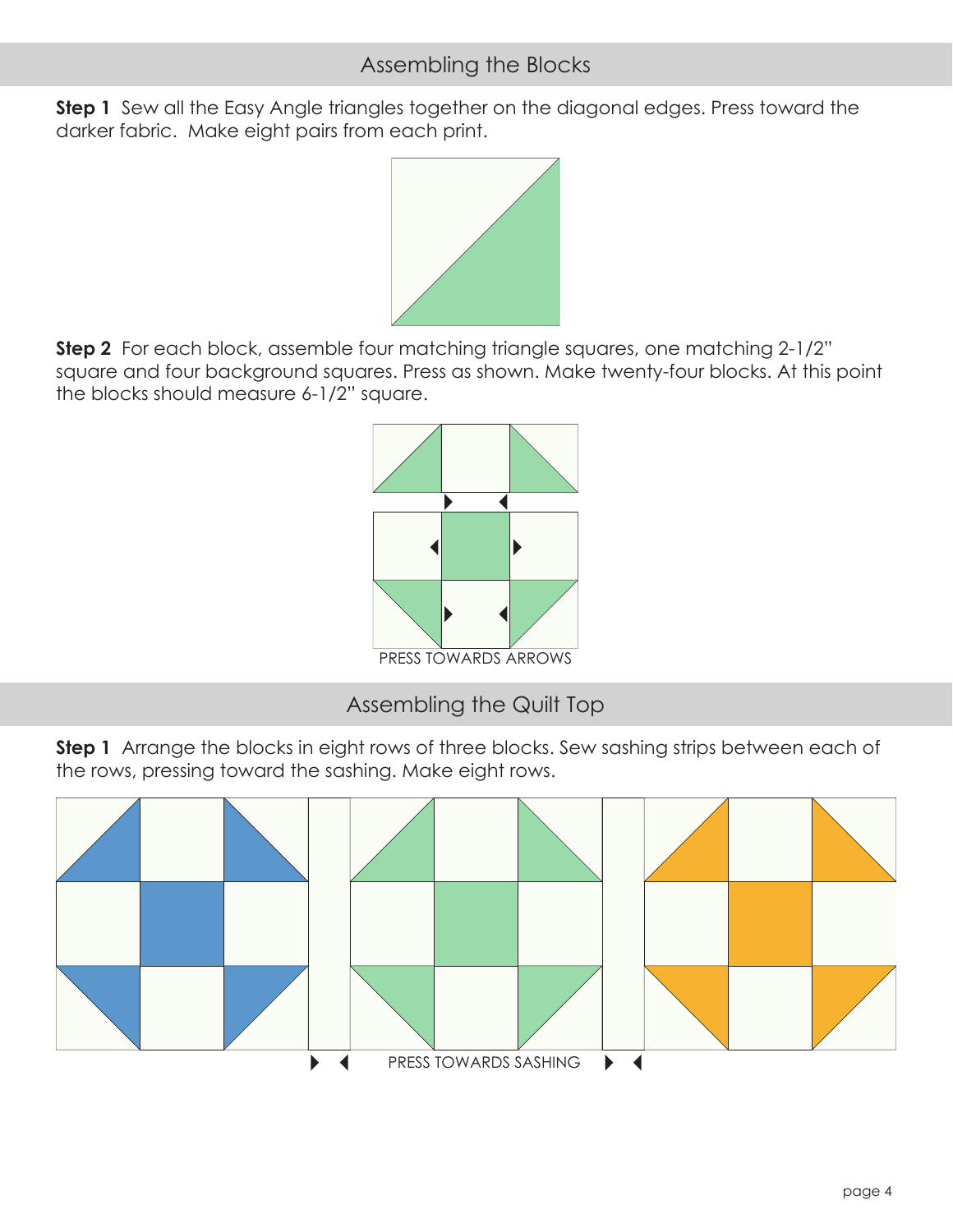## Assembling the Blocks

**Step 1** Sew all the Easy Angle triangles together on the diagonal edges. Press toward the darker fabric. Make eight pairs from each print.

**Step 2** For each block, assemble four matching triangle squares, one matching 2-1/2" square and four background squares. Press as shown. Make twenty-four blocks. At this point the blocks should measure 6-1/2" square.

PRESS TOWARDS ARROWS

## Assembling the Quilt Top

**Step 1** Arrange the blocks in eight rows of three blocks. Sew sashing strips between each of the rows, pressing toward the sashing. Make eight rows.

PRESS TOWARDS SASHING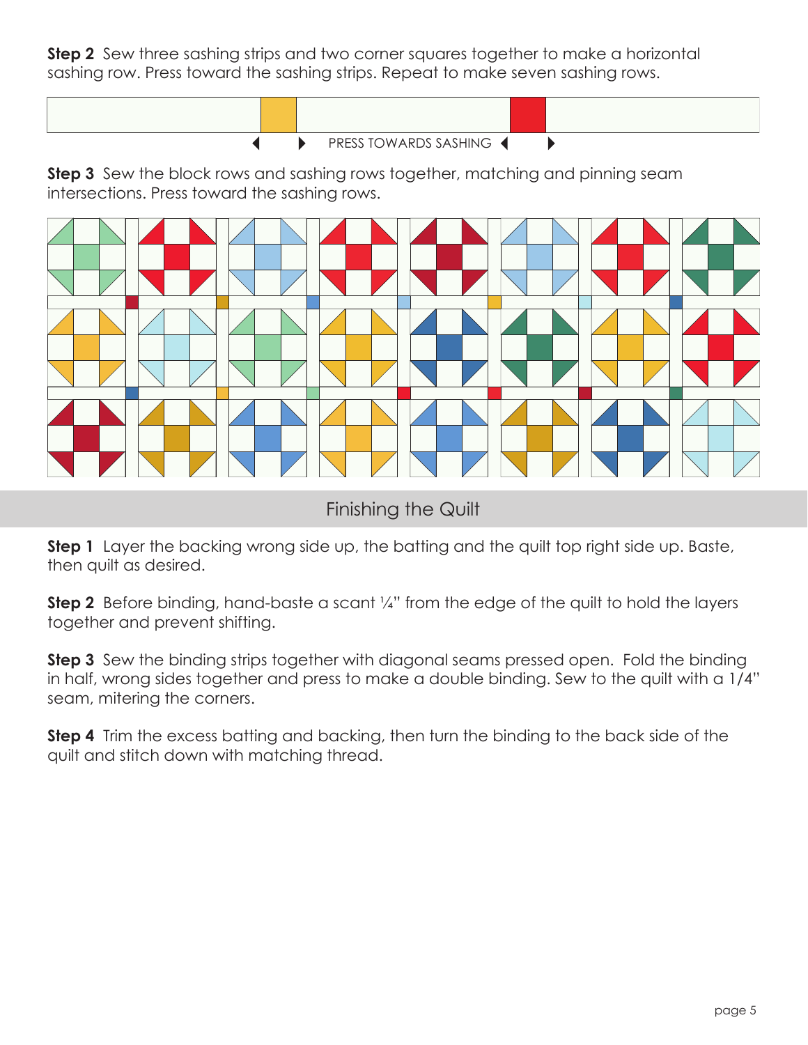**Step 2** Sew three sashing strips and two corner squares together to make a horizontal sashing row. Press toward the sashing strips. Repeat to make seven sashing rows.

PRESS TOWARDS SASHING

**Step 3** Sew the block rows and sashing rows together, matching and pinning seam intersections. Press toward the sashing rows.

## Finishing the Quilt

**Step 1** Layer the backing wrong side up, the batting and the quilt top right side up. Baste, then quilt as desired.

**Step 2** Before binding, hand-baste a scant ¼" from the edge of the quilt to hold the layers together and prevent shifting.

**Step 3** Sew the binding strips together with diagonal seams pressed open. Fold the binding in half, wrong sides together and press to make a double binding. Sew to the quilt with a 1/4" seam, mitering the corners.

**Step 4** Trim the excess batting and backing, then turn the binding to the back side of the quilt and stitch down with matching thread.